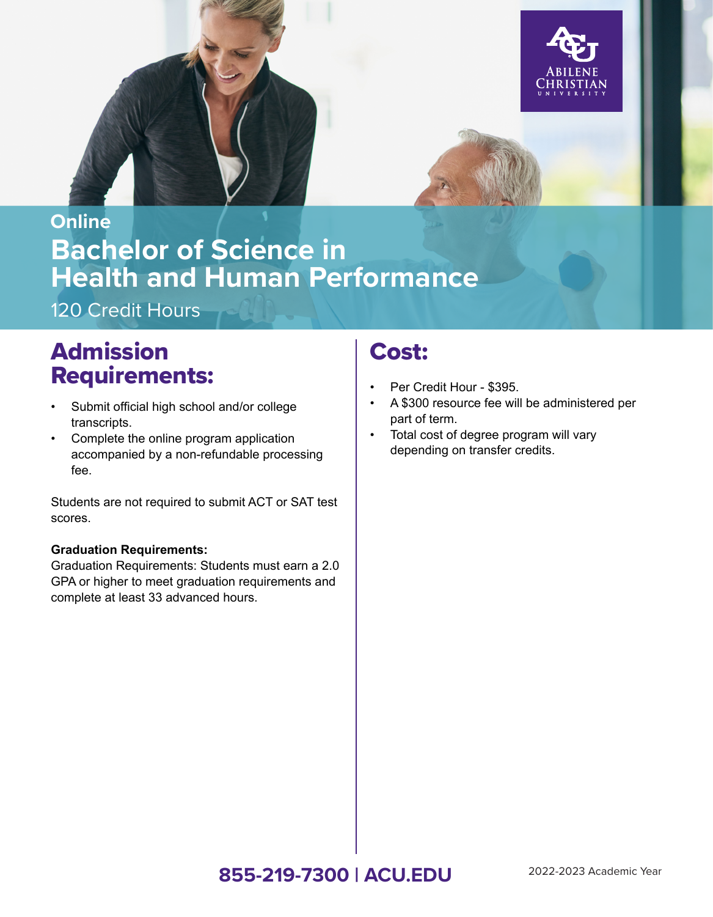Abilene Christian University

Online

# Bachelor of Science in Health and Human Performance

120 Credit Hours

## Admission Requirements:

- Submit official high school and/or college transcripts.
- Complete the online program application accompanied by a non-refundable processing fee.

Students are not required to submit ACT or SAT test scores.

**Graduation Requirements:**

Graduation Requirements: Students must earn a 2.0 GPA or higher to meet graduation requirements and complete at least 33 advanced hours.

## Cost:

- Per Credit Hour - $395.
- A $300 resource fee will be administered per part of term.
- Total cost of degree program will vary depending on transfer credits.

**855-219-7300 | ACU.EDU**

2022-2023 Academic Year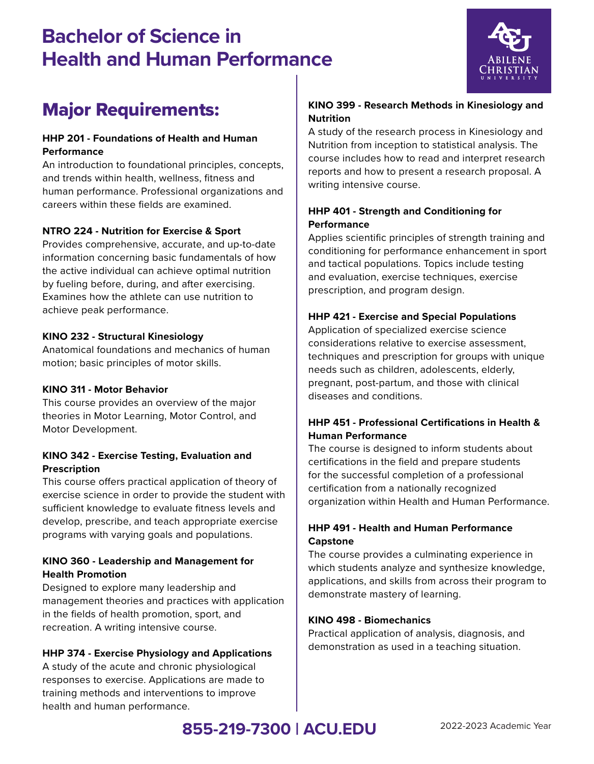# Bachelor of Science in Health and Human Performance

## Major Requirements:

**HHP 201 - Foundations of Health and Human Performance**
An introduction to foundational principles, concepts, and trends within health, wellness, fitness and human performance. Professional organizations and careers within these fields are examined.

**NTRO 224 - Nutrition for Exercise & Sport**
Provides comprehensive, accurate, and up-to-date information concerning basic fundamentals of how the active individual can achieve optimal nutrition by fueling before, during, and after exercising. Examines how the athlete can use nutrition to achieve peak performance.

**KINO 232 - Structural Kinesiology**
Anatomical foundations and mechanics of human motion; basic principles of motor skills.

**KINO 311 - Motor Behavior**
This course provides an overview of the major theories in Motor Learning, Motor Control, and Motor Development.

**KINO 342 - Exercise Testing, Evaluation and Prescription**
This course offers practical application of theory of exercise science in order to provide the student with sufficient knowledge to evaluate fitness levels and develop, prescribe, and teach appropriate exercise programs with varying goals and populations.

**KINO 360 - Leadership and Management for Health Promotion**
Designed to explore many leadership and management theories and practices with application in the fields of health promotion, sport, and recreation. A writing intensive course.

**HHP 374 - Exercise Physiology and Applications**
A study of the acute and chronic physiological responses to exercise. Applications are made to training methods and interventions to improve health and human performance.

**KINO 399 - Research Methods in Kinesiology and Nutrition**
A study of the research process in Kinesiology and Nutrition from inception to statistical analysis. The course includes how to read and interpret research reports and how to present a research proposal. A writing intensive course.

**HHP 401 - Strength and Conditioning for Performance**
Applies scientific principles of strength training and conditioning for performance enhancement in sport and tactical populations. Topics include testing and evaluation, exercise techniques, exercise prescription, and program design.

**HHP 421 - Exercise and Special Populations**
Application of specialized exercise science considerations relative to exercise assessment, techniques and prescription for groups with unique needs such as children, adolescents, elderly, pregnant, post-partum, and those with clinical diseases and conditions.

**HHP 451 - Professional Certifications in Health & Human Performance**
The course is designed to inform students about certifications in the field and prepare students for the successful completion of a professional certification from a nationally recognized organization within Health and Human Performance.

**HHP 491 - Health and Human Performance Capstone**
The course provides a culminating experience in which students analyze and synthesize knowledge, applications, and skills from across their program to demonstrate mastery of learning.

**KINO 498 - Biomechanics**
Practical application of analysis, diagnosis, and demonstration as used in a teaching situation.

**855-219-7300 | ACU.EDU**

2022-2023 Academic Year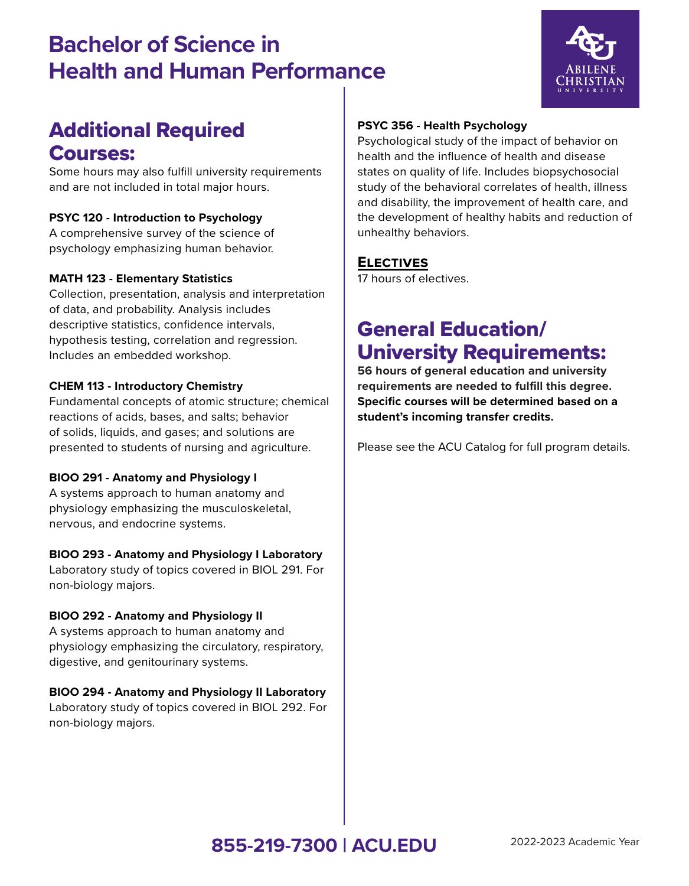# Bachelor of Science in Health and Human Performance

## Additional Required Courses:

Some hours may also fulfill university requirements and are not included in total major hours.

**PSYC 120 - Introduction to Psychology**
A comprehensive survey of the science of psychology emphasizing human behavior.

**MATH 123 - Elementary Statistics**
Collection, presentation, analysis and interpretation of data, and probability. Analysis includes descriptive statistics, confidence intervals, hypothesis testing, correlation and regression. Includes an embedded workshop.

**CHEM 113 - Introductory Chemistry**
Fundamental concepts of atomic structure; chemical reactions of acids, bases, and salts; behavior of solids, liquids, and gases; and solutions are presented to students of nursing and agriculture.

**BIOO 291 - Anatomy and Physiology I**
A systems approach to human anatomy and physiology emphasizing the musculoskeletal, nervous, and endocrine systems.

**BIOO 293 - Anatomy and Physiology I Laboratory**
Laboratory study of topics covered in BIOL 291. For non-biology majors.

**BIOO 292 - Anatomy and Physiology II**
A systems approach to human anatomy and physiology emphasizing the circulatory, respiratory, digestive, and genitourinary systems.

**BIOO 294 - Anatomy and Physiology II Laboratory**
Laboratory study of topics covered in BIOL 292. For non-biology majors.

**PSYC 356 - Health Psychology**
Psychological study of the impact of behavior on health and the influence of health and disease states on quality of life. Includes biopsychosocial study of the behavioral correlates of health, illness and disability, the improvement of health care, and the development of healthy habits and reduction of unhealthy behaviors.

### Electives

17 hours of electives.

## General Education/ University Requirements:

**56 hours of general education and university requirements are needed to fulfill this degree. Specific courses will be determined based on a student's incoming transfer credits.**

Please see the ACU Catalog for full program details.

**855-219-7300 | ACU.EDU**

2022-2023 Academic Year